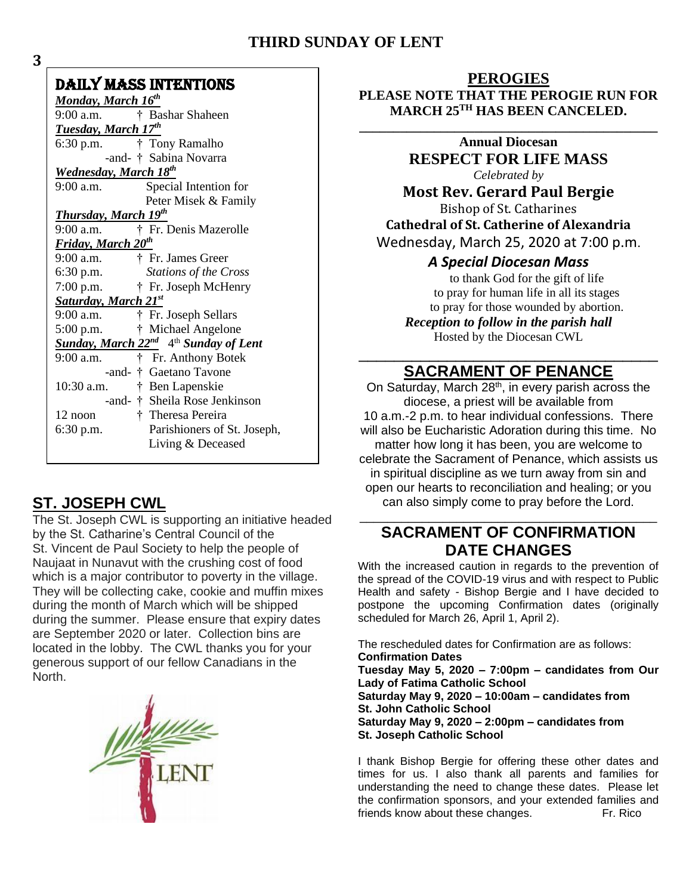# THIRD SUNDAY OF LENT

## DAILY MASS INTENTIONS

***Monday, March 16th***

9:00 a.m. † Bashar Shaheen

***Tuesday, March 17th***

6:30 p.m. † Tony Ramalho
-and- † Sabina Novarra

***Wednesday, March 18th***

9:00 a.m. Special Intention for Peter Misek & Family

***Thursday, March 19th***

9:00 a.m. † Fr. Denis Mazerolle

***Friday, March 20th***

9:00 a.m. † Fr. James Greer
6:30 p.m. *Stations of the Cross*
7:00 p.m. † Fr. Joseph McHenry

***Saturday, March 21st***

9:00 a.m. † Fr. Joseph Sellars
5:00 p.m. † Michael Angelone

***Sunday, March 22nd*** 4th ***Sunday of Lent***

9:00 a.m. † Fr. Anthony Botek
-and- † Gaetano Tavone
10:30 a.m. † Ben Lapenskie
-and- † Sheila Rose Jenkinson
12 noon † Theresa Pereira
6:30 p.m. Parishioners of St. Joseph, Living & Deceased

## ST. JOSEPH CWL

The St. Joseph CWL is supporting an initiative headed by the St. Catharine's Central Council of the St. Vincent de Paul Society to help the people of Naujaat in Nunavut with the crushing cost of food which is a major contributor to poverty in the village. They will be collecting cake, cookie and muffin mixes during the month of March which will be shipped during the summer. Please ensure that expiry dates are September 2020 or later. Collection bins are located in the lobby. The CWL thanks you for your generous support of our fellow Canadians in the North.

## PEROGIES

**PLEASE NOTE THAT THE PEROGIE RUN FOR MARCH 25TH HAS BEEN CANCELED.**

---

**Annual Diocesan**

**RESPECT FOR LIFE MASS**

*Celebrated by*

**Most Rev. Gerard Paul Bergie**

Bishop of St. Catharines

**Cathedral of St. Catherine of Alexandria**

Wednesday, March 25, 2020 at 7:00 p.m.

***A Special Diocesan Mass***

to thank God for the gift of life
to pray for human life in all its stages
to pray for those wounded by abortion.

***Reception to follow in the parish hall***

Hosted by the Diocesan CWL

---

## SACRAMENT OF PENANCE

On Saturday, March 28th, in every parish across the diocese, a priest will be available from 10 a.m.-2 p.m. to hear individual confessions. There will also be Eucharistic Adoration during this time. No matter how long it has been, you are welcome to celebrate the Sacrament of Penance, which assists us in spiritual discipline as we turn away from sin and open our hearts to reconciliation and healing; or you can also simply come to pray before the Lord.

---

## SACRAMENT OF CONFIRMATION DATE CHANGES

With the increased caution in regards to the prevention of the spread of the COVID-19 virus and with respect to Public Health and safety - Bishop Bergie and I have decided to postpone the upcoming Confirmation dates (originally scheduled for March 26, April 1, April 2).

The rescheduled dates for Confirmation are as follows:

**Confirmation Dates**

**Tuesday May 5, 2020 – 7:00pm – candidates from Our Lady of Fatima Catholic School**

**Saturday May 9, 2020 – 10:00am – candidates from St. John Catholic School**

**Saturday May 9, 2020 – 2:00pm – candidates from St. Joseph Catholic School**

I thank Bishop Bergie for offering these other dates and times for us. I also thank all parents and families for understanding the need to change these dates. Please let the confirmation sponsors, and your extended families and friends know about these changes. Fr. Rico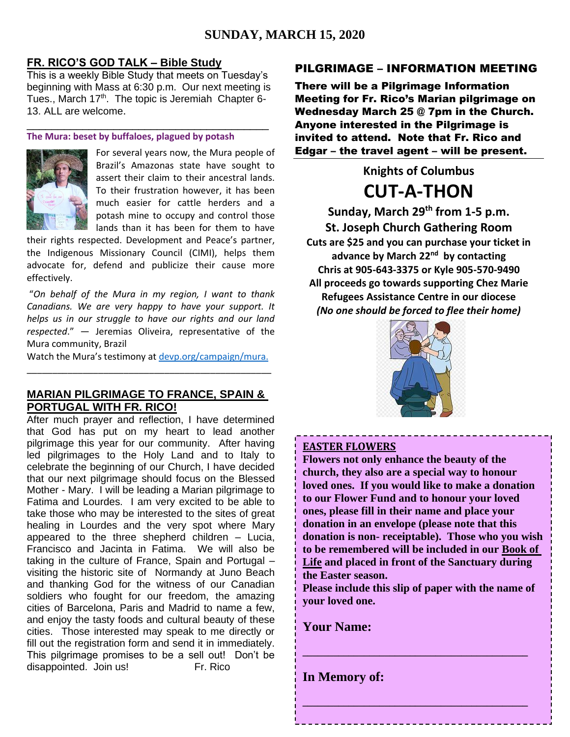# SUNDAY, MARCH 15, 2020

## FR. RICO'S GOD TALK – Bible Study

This is a weekly Bible Study that meets on Tuesday's beginning with Mass at 6:30 p.m. Our next meeting is Tues., March 17th. The topic is Jeremiah Chapter 6-13. ALL are welcome.

### The Mura: beset by buffaloes, plagued by potash

For several years now, the Mura people of Brazil's Amazonas state have sought to assert their claim to their ancestral lands. To their frustration however, it has been much easier for cattle herders and a potash mine to occupy and control those lands than it has been for them to have their rights respected. Development and Peace's partner, the Indigenous Missionary Council (CIMI), helps them advocate for, defend and publicize their cause more effectively.

"*On behalf of the Mura in my region, I want to thank Canadians. We are very happy to have your support. It helps us in our struggle to have our rights and our land respected*." — Jeremias Oliveira, representative of the Mura community, Brazil

Watch the Mura's testimony at devp.org/campaign/mura.

## MARIAN PILGRIMAGE TO FRANCE, SPAIN & PORTUGAL WITH FR. RICO!

After much prayer and reflection, I have determined that God has put on my heart to lead another pilgrimage this year for our community. After having led pilgrimages to the Holy Land and to Italy to celebrate the beginning of our Church, I have decided that our next pilgrimage should focus on the Blessed Mother - Mary. I will be leading a Marian pilgrimage to Fatima and Lourdes. I am very excited to be able to take those who may be interested to the sites of great healing in Lourdes and the very spot where Mary appeared to the three shepherd children – Lucia, Francisco and Jacinta in Fatima. We will also be taking in the culture of France, Spain and Portugal – visiting the historic site of Normandy at Juno Beach and thanking God for the witness of our Canadian soldiers who fought for our freedom, the amazing cities of Barcelona, Paris and Madrid to name a few, and enjoy the tasty foods and cultural beauty of these cities. Those interested may speak to me directly or fill out the registration form and send it in immediately. This pilgrimage promises to be a sell out! Don't be disappointed. Join us! Fr. Rico

## PILGRIMAGE – INFORMATION MEETING

**There will be a Pilgrimage Information Meeting for Fr. Rico's Marian pilgrimage on Wednesday March 25 @ 7pm in the Church. Anyone interested in the Pilgrimage is invited to attend. Note that Fr. Rico and Edgar – the travel agent – will be present.**

## Knights of Columbus

# CUT-A-THON

**Sunday, March 29th from 1-5 p.m.**
**St. Joseph Church Gathering Room**
**Cuts are $25 and you can purchase your ticket in advance by March 22nd by contacting Chris at 905-643-3375 or Kyle 905-570-9490**
**All proceeds go towards supporting Chez Marie Refugees Assistance Centre in our diocese**
***(No one should be forced to flee their home)***

## EASTER FLOWERS

**Flowers not only enhance the beauty of the church, they also are a special way to honour loved ones. If you would like to make a donation to our Flower Fund and to honour your loved ones, please fill in their name and place your donation in an envelope (please note that this donation is non- receiptable). Those who you wish to be remembered will be included in our Book of Life and placed in front of the Sanctuary during the Easter season.**

**Please include this slip of paper with the name of your loved one.**

**Your Name:**

______________________________________

**In Memory of:**

______________________________________